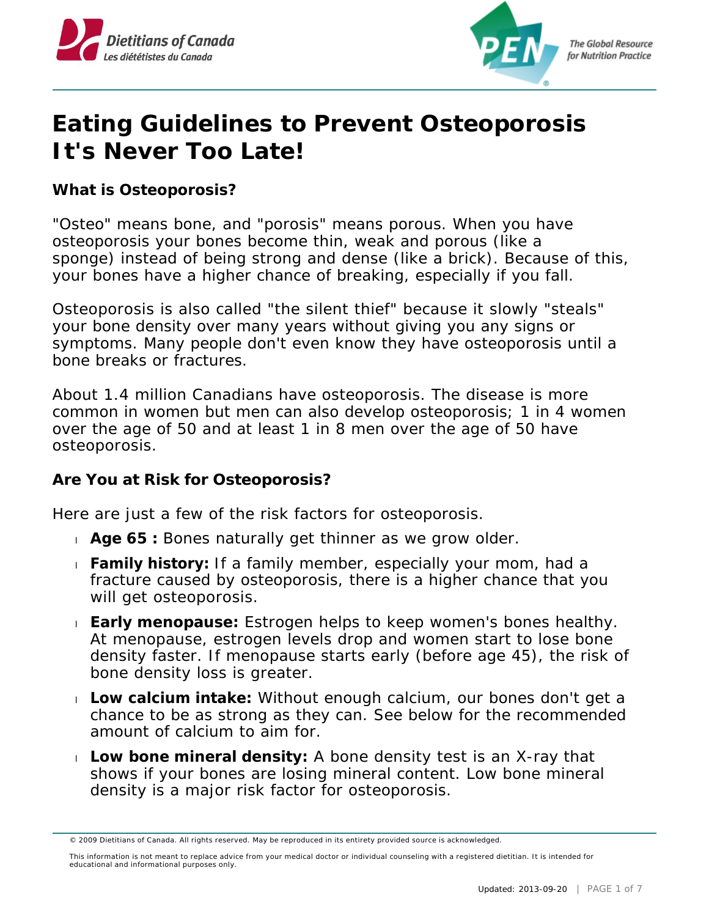# Eating Guidelines to Prevent Osteoporosis It's Never Too Late!

### What is Osteoporosis?

"Osteo" means bone, and "porosis" means porous. When you have osteoporosis your bones become thin, weak and porous (like a sponge) instead of being strong and dense (like a brick). Because of this, your bones have a higher chance of breaking, especially if you fall.

Osteoporosis is also called "the silent thief" because it slowly "steals" your bone density over many years without giving you any signs or symptoms. Many people don't even know they have osteoporosis until a bone breaks or fractures.

About 1.4 million Canadians have osteoporosis. The disease is more common in women but men can also develop osteoporosis; 1 in 4 women over the age of 50 and at least 1 in 8 men over the age of 50 have osteoporosis.

### Are You at Risk for Osteoporosis?

Here are just a few of the risk factors for osteoporosis.

- **Age 65 :** Bones naturally get thinner as we grow older.
- **Family history:** If a family member, especially your mom, had a fracture caused by osteoporosis, there is a higher chance that you will get osteoporosis.
- **Early menopause:** Estrogen helps to keep women's bones healthy. At menopause, estrogen levels drop and women start to lose bone density faster. If menopause starts early (before age 45), the risk of bone density loss is greater.
- **Low calcium intake:** Without enough calcium, our bones don't get a chance to be as strong as they can. See below for the recommended amount of calcium to aim for.
- **Low bone mineral density:** A bone density test is an X-ray that shows if your bones are losing mineral content. Low bone mineral density is a major risk factor for osteoporosis.

© 2009 Dietitians of Canada. All rights reserved. May be reproduced in its entirety provided source is acknowledged.

This information is not meant to replace advice from your medical doctor or individual counseling with a registered dietitian. It is intended for educational and informational purposes only.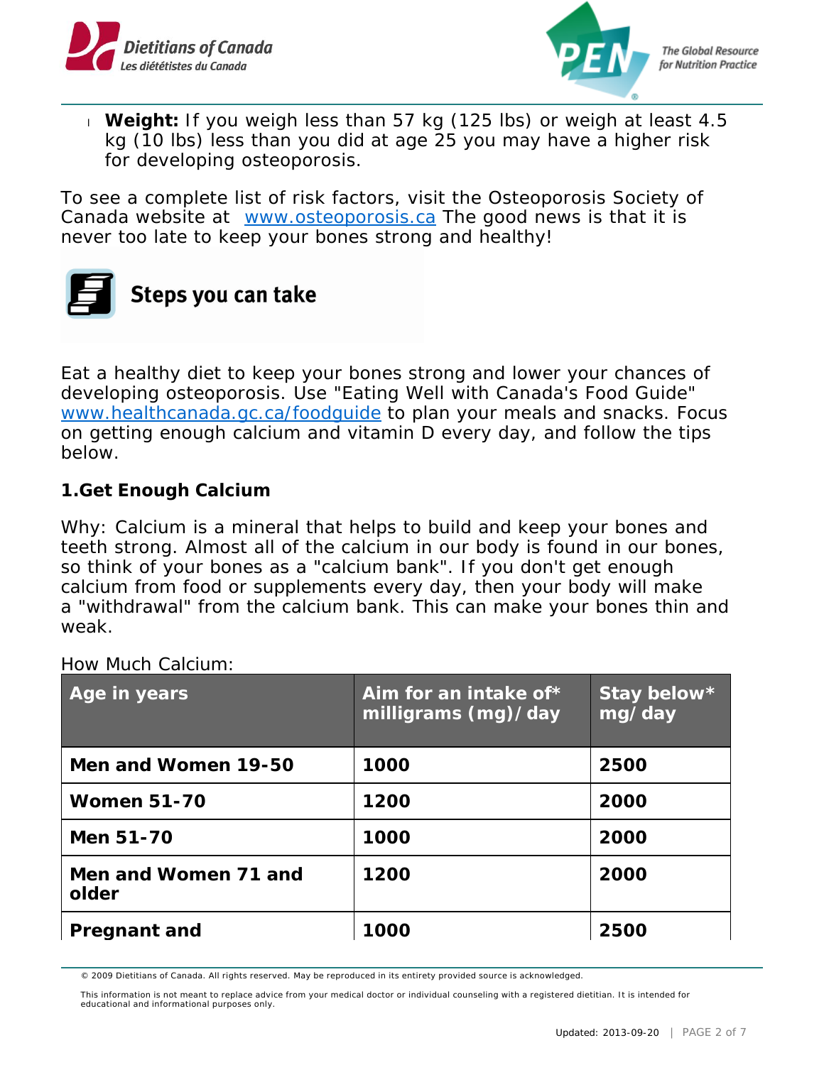- **Weight:** If you weigh less than 57 kg (125 lbs) or weigh at least 4.5 kg (10 lbs) less than you did at age 25 you may have a higher risk for developing osteoporosis.

To see a complete list of risk factors, visit the Osteoporosis Society of Canada website at [www.osteoporosis.ca](http://www.osteoporosis.ca) The good news is that it is never too late to keep your bones strong and healthy!

## Steps you can take

Eat a healthy diet to keep your bones strong and lower your chances of developing osteoporosis. Use "Eating Well with Canada's Food Guide" [www.healthcanada.gc.ca/foodguide](http://www.healthcanada.gc.ca/foodguide) to plan your meals and snacks. Focus on getting enough calcium and vitamin D every day, and follow the tips below.

### 1.Get Enough Calcium

Why: Calcium is a mineral that helps to build and keep your bones and teeth strong. Almost all of the calcium in our body is found in our bones, so think of your bones as a "calcium bank". If you don't get enough calcium from food or supplements every day, then your body will make a "withdrawal" from the calcium bank. This can make your bones thin and weak.

How Much Calcium:

| Age in years | Aim for an intake of* milligrams (mg)/day | Stay below* mg/day |
|---|---|---|
| **Men and Women 19-50** | **1000** | **2500** |
| **Women 51-70** | **1200** | **2000** |
| **Men 51-70** | **1000** | **2000** |
| **Men and Women 71 and older** | **1200** | **2000** |
| **Pregnant and** | **1000** | **2500** |

© 2009 Dietitians of Canada. All rights reserved. May be reproduced in its entirety provided source is acknowledged.

This information is not meant to replace advice from your medical doctor or individual counseling with a registered dietitian. It is intended for educational and informational purposes only.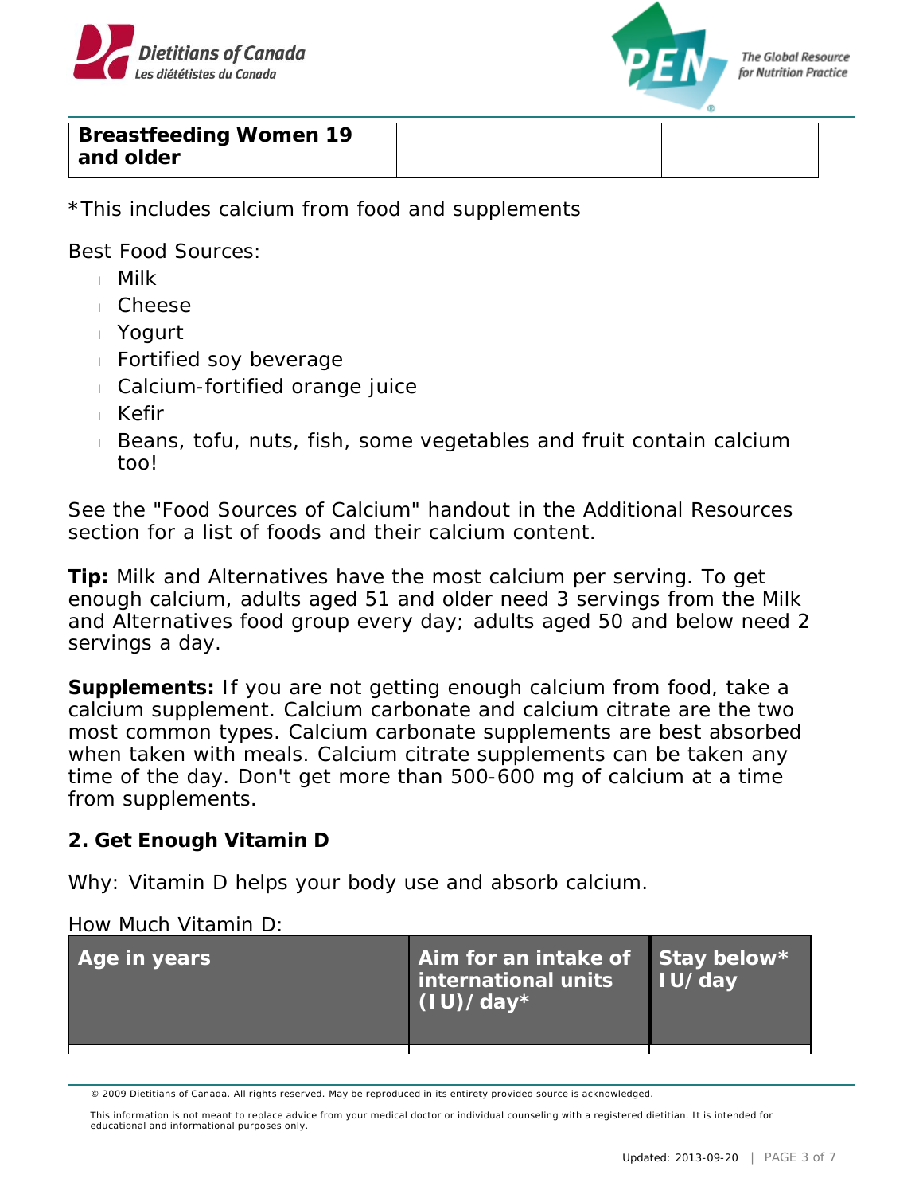| Breastfeeding Women 19 and older | | |
|---|---|---|

*This includes calcium from food and supplements

Best Food Sources:

- Milk
- Cheese
- Yogurt
- Fortified soy beverage
- Calcium-fortified orange juice
- Kefir
- Beans, tofu, nuts, fish, some vegetables and fruit contain calcium too!

See the "Food Sources of Calcium" handout in the Additional Resources section for a list of foods and their calcium content.

**Tip:** Milk and Alternatives have the most calcium per serving. To get enough calcium, adults aged 51 and older need 3 servings from the Milk and Alternatives food group every day; adults aged 50 and below need 2 servings a day.

**Supplements:** If you are not getting enough calcium from food, take a calcium supplement. Calcium carbonate and calcium citrate are the two most common types. Calcium carbonate supplements are best absorbed when taken with meals. Calcium citrate supplements can be taken any time of the day. Don't get more than 500-600 mg of calcium at a time from supplements.

## 2. Get Enough Vitamin D

Why: Vitamin D helps your body use and absorb calcium.

How Much Vitamin D:

| Age in years | Aim for an intake of international units (IU)/day* | Stay below* IU/day |
|---|---|---|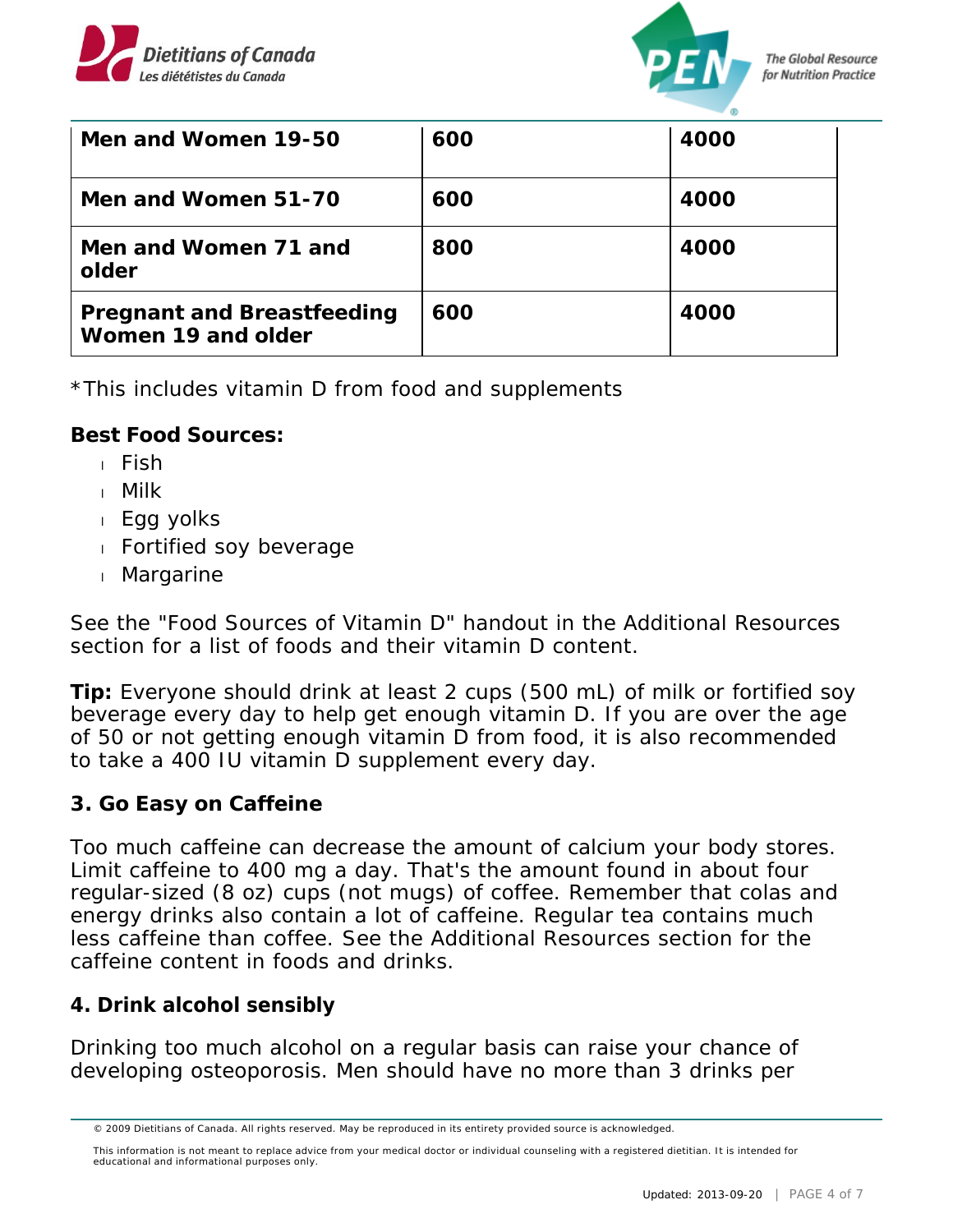| Men and Women 19-50 | 600 | 4000 |
|---|---|---|
| Men and Women 51-70 | 600 | 4000 |
| Men and Women 71 and older | 800 | 4000 |
| Pregnant and Breastfeeding Women 19 and older | 600 | 4000 |

*This includes vitamin D from food and supplements

**Best Food Sources:**

- Fish
- Milk
- Egg yolks
- Fortified soy beverage
- Margarine

See the "Food Sources of Vitamin D" handout in the Additional Resources section for a list of foods and their vitamin D content.

**Tip:** Everyone should drink at least 2 cups (500 mL) of milk or fortified soy beverage every day to help get enough vitamin D. If you are over the age of 50 or not getting enough vitamin D from food, it is also recommended to take a 400 IU vitamin D supplement every day.

### 3. Go Easy on Caffeine

Too much caffeine can decrease the amount of calcium your body stores. Limit caffeine to 400 mg a day. That's the amount found in about four regular-sized (8 oz) cups (not mugs) of coffee. Remember that colas and energy drinks also contain a lot of caffeine. Regular tea contains much less caffeine than coffee. See the Additional Resources section for the caffeine content in foods and drinks.

### 4. Drink alcohol sensibly

Drinking too much alcohol on a regular basis can raise your chance of developing osteoporosis. Men should have no more than 3 drinks per

© 2009 Dietitians of Canada. All rights reserved. May be reproduced in its entirety provided source is acknowledged.

This information is not meant to replace advice from your medical doctor or individual counseling with a registered dietitian. It is intended for educational and informational purposes only.

Updated: 2013-09-20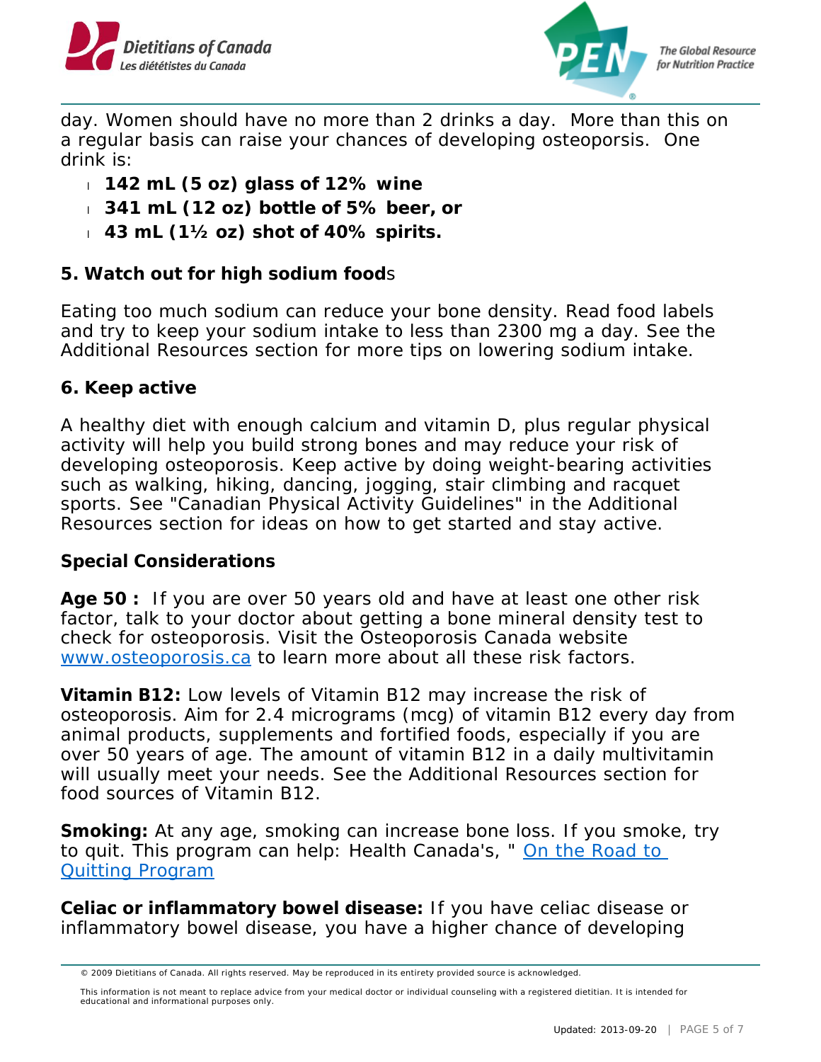day. Women should have no more than 2 drinks a day. More than this on a regular basis can raise your chances of developing osteoporsis. One drink is:

- **142 mL (5 oz) glass of 12% wine**
- **341 mL (12 oz) bottle of 5% beer, or**
- **43 mL (1½ oz) shot of 40% spirits.**

**5. Watch out for high sodium food**s

Eating too much sodium can reduce your bone density. Read food labels and try to keep your sodium intake to less than 2300 mg a day. See the Additional Resources section for more tips on lowering sodium intake.

**6. Keep active**

A healthy diet with enough calcium and vitamin D, plus regular physical activity will help you build strong bones and may reduce your risk of developing osteoporosis. Keep active by doing weight-bearing activities such as walking, hiking, dancing, jogging, stair climbing and racquet sports. See "Canadian Physical Activity Guidelines" in the Additional Resources section for ideas on how to get started and stay active.

**Special Considerations**

**Age 50 :** If you are over 50 years old and have at least one other risk factor, talk to your doctor about getting a bone mineral density test to check for osteoporosis. Visit the Osteoporosis Canada website [www.osteoporosis.ca](www.osteoporosis.ca) to learn more about all these risk factors.

**Vitamin B12:** Low levels of Vitamin B12 may increase the risk of osteoporosis. Aim for 2.4 micrograms (mcg) of vitamin B12 every day from animal products, supplements and fortified foods, especially if you are over 50 years of age. The amount of vitamin B12 in a daily multivitamin will usually meet your needs. See the Additional Resources section for food sources of Vitamin B12.

**Smoking:** At any age, smoking can increase bone loss. If you smoke, try to quit. This program can help: Health Canada's, " On the Road to Quitting Program

**Celiac or inflammatory bowel disease:** If you have celiac disease or inflammatory bowel disease, you have a higher chance of developing

© 2009 Dietitians of Canada. All rights reserved. May be reproduced in its entirety provided source is acknowledged.

This information is not meant to replace advice from your medical doctor or individual counseling with a registered dietitian. It is intended for educational and informational purposes only.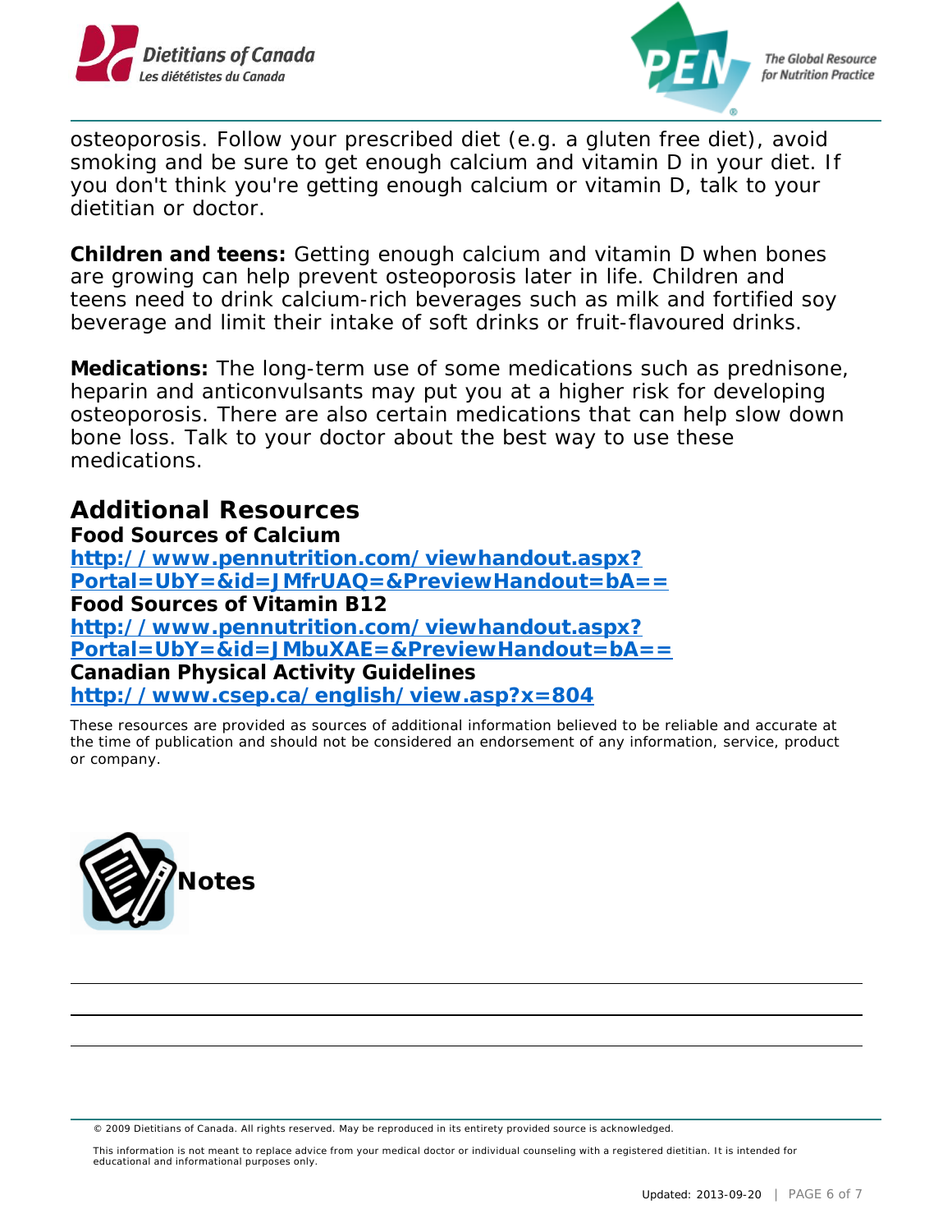osteoporosis. Follow your prescribed diet (e.g. a gluten free diet), avoid smoking and be sure to get enough calcium and vitamin D in your diet. If you don't think you're getting enough calcium or vitamin D, talk to your dietitian or doctor.

**Children and teens:** Getting enough calcium and vitamin D when bones are growing can help prevent osteoporosis later in life. Children and teens need to drink calcium-rich beverages such as milk and fortified soy beverage and limit their intake of soft drinks or fruit-flavoured drinks.

**Medications:** The long-term use of some medications such as prednisone, heparin and anticonvulsants may put you at a higher risk for developing osteoporosis. There are also certain medications that can help slow down bone loss. Talk to your doctor about the best way to use these medications.

## Additional Resources

**Food Sources of Calcium**
**http://www.pennutrition.com/viewhandout.aspx?Portal=UbY=&id=JMfrUAQ=&PreviewHandout=bA==**
**Food Sources of Vitamin B12**
**http://www.pennutrition.com/viewhandout.aspx?Portal=UbY=&id=JMbuXAE=&PreviewHandout=bA==**
**Canadian Physical Activity Guidelines**
**http://www.csep.ca/english/view.asp?x=804**

These resources are provided as sources of additional information believed to be reliable and accurate at the time of publication and should not be considered an endorsement of any information, service, product or company.

**Notes**

---

---

---

© 2009 Dietitians of Canada. All rights reserved. May be reproduced in its entirety provided source is acknowledged.

This information is not meant to replace advice from your medical doctor or individual counseling with a registered dietitian. It is intended for educational and informational purposes only.

Updated: 2013-09-20